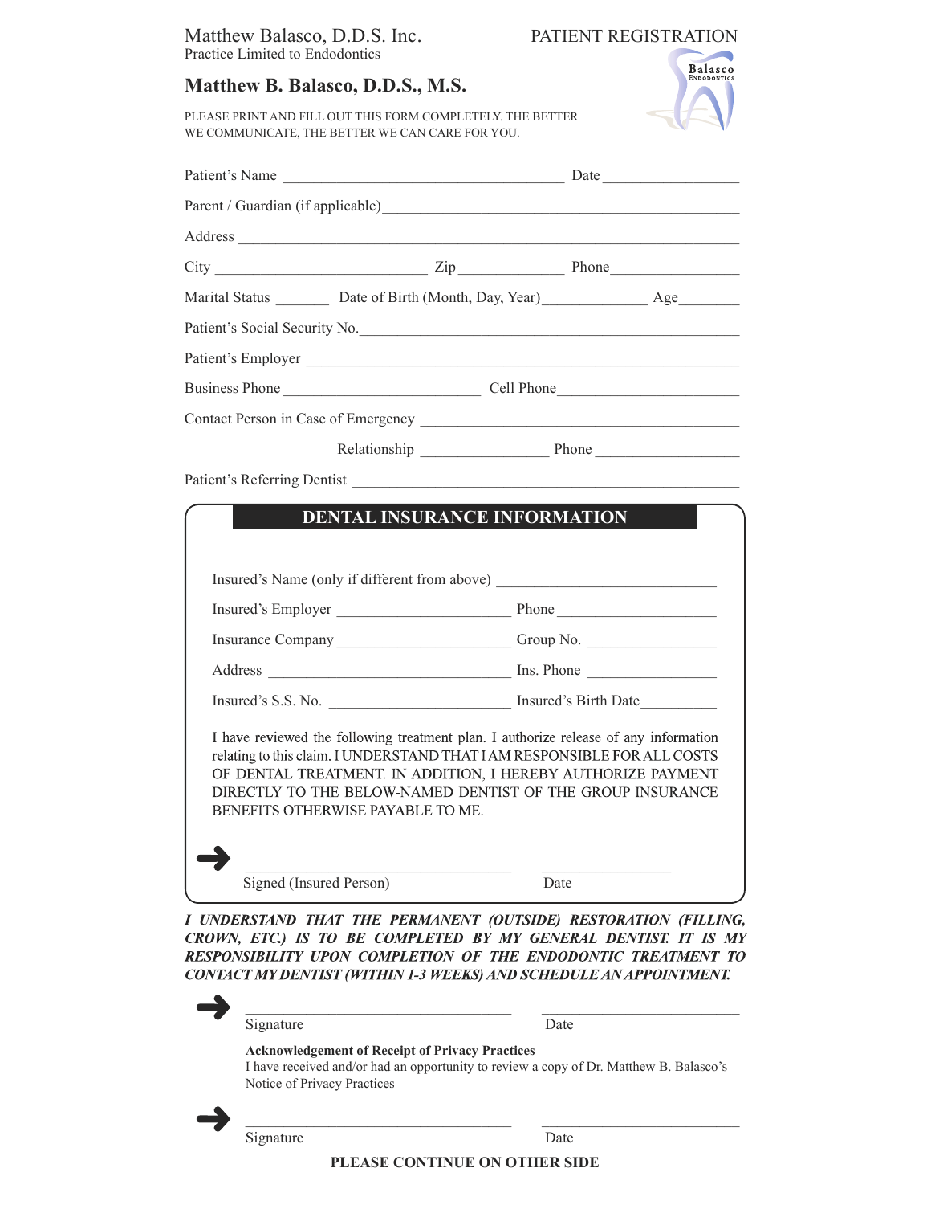Matthew Balasco, D.D.S. Inc.
Practice Limited to Endodontics

PATIENT REGISTRATION

Balasco Endodontics

## Matthew B. Balasco, D.D.S., M.S.

PLEASE PRINT AND FILL OUT THIS FORM COMPLETELY. THE BETTER WE COMMUNICATE, THE BETTER WE CAN CARE FOR YOU.

Patient's Name ______________________________ Date ______________

Parent / Guardian (if applicable) ______________________________

Address ______________________________

City ______________________ Zip ___________ Phone ______________

Marital Status _______ Date of Birth (Month, Day, Year) ___________ Age _______

Patient's Social Security No. ______________________________

Patient's Employer ______________________________

Business Phone ______________________ Cell Phone ______________________

Contact Person in Case of Emergency ______________________________

Relationship ______________ Phone ________________

Patient's Referring Dentist ______________________________

## DENTAL INSURANCE INFORMATION

Insured's Name (only if different from above) ______________________

Insured's Employer ____________________ Phone __________________

Insurance Company ____________________ Group No. _______________

Address ____________________________ Ins. Phone _______________

Insured's S.S. No. ____________________ Insured's Birth Date _________

I have reviewed the following treatment plan. I authorize release of any information relating to this claim. I UNDERSTAND THAT I AM RESPONSIBLE FOR ALL COSTS OF DENTAL TREATMENT. IN ADDITION, I HEREBY AUTHORIZE PAYMENT DIRECTLY TO THE BELOW-NAMED DENTIST OF THE GROUP INSURANCE BENEFITS OTHERWISE PAYABLE TO ME.

➜ ______________________________ ______________

Signed (Insured Person) Date

***I UNDERSTAND THAT THE PERMANENT (OUTSIDE) RESTORATION (FILLING, CROWN, ETC.) IS TO BE COMPLETED BY MY GENERAL DENTIST. IT IS MY RESPONSIBILITY UPON COMPLETION OF THE ENDODONTIC TREATMENT TO CONTACT MY DENTIST (WITHIN 1-3 WEEKS) AND SCHEDULE AN APPOINTMENT.***

➜ ______________________________ ______________________

Signature Date

**Acknowledgement of Receipt of Privacy Practices**
I have received and/or had an opportunity to review a copy of Dr. Matthew B. Balasco's Notice of Privacy Practices

➜ ______________________________ ______________________

Signature Date

**PLEASE CONTINUE ON OTHER SIDE**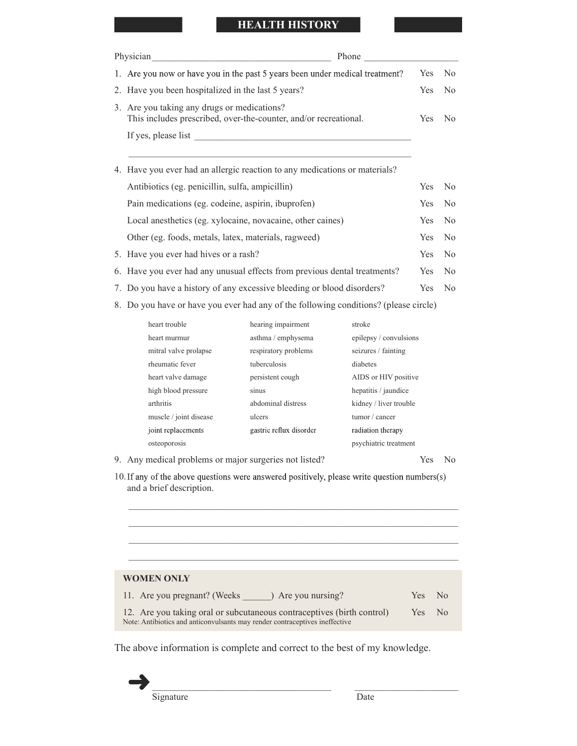# HEALTH HISTORY

Physician ____________________________________ Phone ___________________

1. Are you now or have you in the past 5 years been under medical treatment? Yes No
2. Have you been hospitalized in the last 5 years? Yes No
3. Are you taking any drugs or medications? This includes prescribed, over-the-counter, and/or recreational. Yes No

   If yes, please list ______________________________________________

   ___________________________________________________________

4. Have you ever had an allergic reaction to any medications or materials?

   Antibiotics (eg. penicillin, sulfa, ampicillin) Yes No

   Pain medications (eg. codeine, aspirin, ibuprofen) Yes No

   Local anesthetics (eg. xylocaine, novacaine, other caines) Yes No

   Other (eg. foods, metals, latex, materials, ragweed) Yes No

5. Have you ever had hives or a rash? Yes No
6. Have you ever had any unusual effects from previous dental treatments? Yes No
7. Do you have a history of any excessive bleeding or blood disorders? Yes No
8. Do you have or have you ever had any of the following conditions? (please circle)

| | | |
|---|---|---|
| heart trouble | hearing impairment | stroke |
| heart murmur | asthma / emphysema | epilepsy / convulsions |
| mitral valve prolapse | respiratory problems | seizures / fainting |
| rheumatic fever | tuberculosis | diabetes |
| heart valve damage | persistent cough | AIDS or HIV positive |
| high blood pressure | sinus | hepatitis / jaundice |
| arthritis | abdominal distress | kidney / liver trouble |
| muscle / joint disease | ulcers | tumor / cancer |
| joint replacements | gastric reflux disorder | radiation therapy |
| osteoporosis | | psychiatric treatment |

9. Any medical problems or major surgeries not listed? Yes No
10. If any of the above questions were answered positively, please write question numbers(s) and a brief description.

    ___________________________________________________________

    ___________________________________________________________

    ___________________________________________________________

    ___________________________________________________________

**WOMEN ONLY**

11. Are you pregnant? (Weeks ______) Are you nursing? Yes No
12. Are you taking oral or subcutaneous contraceptives (birth control) Yes No

Note: Antibiotics and anticonvulsants may render contraceptives ineffective

The above information is complete and correct to the best of my knowledge.

➜ ____________________________________ _____________________

Signature Date